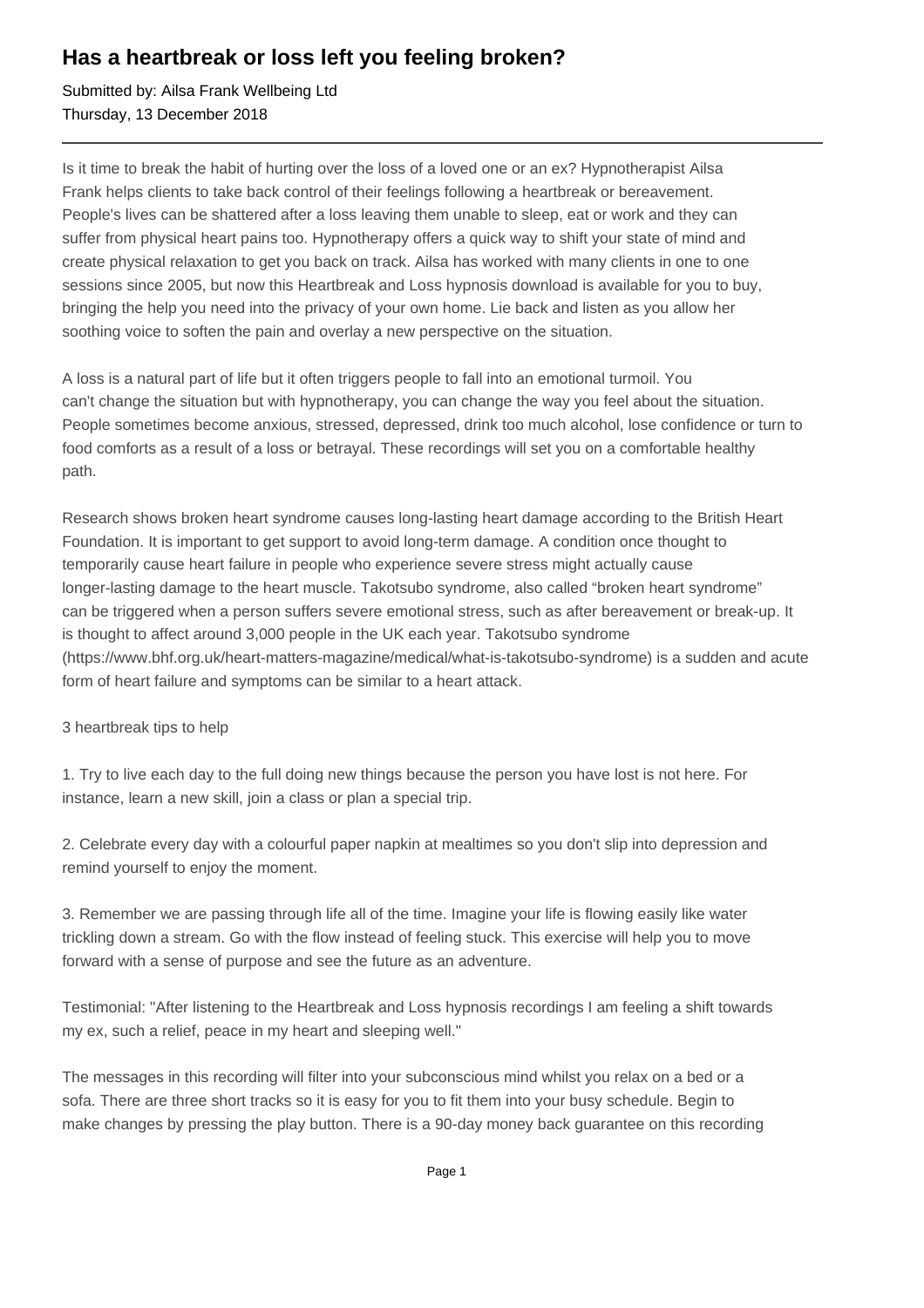# Has a heartbreak or loss left you feeling broken?

Submitted by: Ailsa Frank Wellbeing Ltd
Thursday, 13 December 2018

---

Is it time to break the habit of hurting over the loss of a loved one or an ex? Hypnotherapist Ailsa Frank helps clients to take back control of their feelings following a heartbreak or bereavement. People's lives can be shattered after a loss leaving them unable to sleep, eat or work and they can suffer from physical heart pains too. Hypnotherapy offers a quick way to shift your state of mind and create physical relaxation to get you back on track. Ailsa has worked with many clients in one to one sessions since 2005, but now this Heartbreak and Loss hypnosis download is available for you to buy, bringing the help you need into the privacy of your own home. Lie back and listen as you allow her soothing voice to soften the pain and overlay a new perspective on the situation.

A loss is a natural part of life but it often triggers people to fall into an emotional turmoil. You can't change the situation but with hypnotherapy, you can change the way you feel about the situation. People sometimes become anxious, stressed, depressed, drink too much alcohol, lose confidence or turn to food comforts as a result of a loss or betrayal. These recordings will set you on a comfortable healthy path.

Research shows broken heart syndrome causes long-lasting heart damage according to the British Heart Foundation. It is important to get support to avoid long-term damage. A condition once thought to temporarily cause heart failure in people who experience severe stress might actually cause longer-lasting damage to the heart muscle. Takotsubo syndrome, also called "broken heart syndrome" can be triggered when a person suffers severe emotional stress, such as after bereavement or break-up. It is thought to affect around 3,000 people in the UK each year. Takotsubo syndrome (https://www.bhf.org.uk/heart-matters-magazine/medical/what-is-takotsubo-syndrome) is a sudden and acute form of heart failure and symptoms can be similar to a heart attack.

3 heartbreak tips to help

1. Try to live each day to the full doing new things because the person you have lost is not here. For instance, learn a new skill, join a class or plan a special trip.

2. Celebrate every day with a colourful paper napkin at mealtimes so you don't slip into depression and remind yourself to enjoy the moment.

3. Remember we are passing through life all of the time. Imagine your life is flowing easily like water trickling down a stream. Go with the flow instead of feeling stuck. This exercise will help you to move forward with a sense of purpose and see the future as an adventure.

Testimonial: "After listening to the Heartbreak and Loss hypnosis recordings I am feeling a shift towards my ex, such a relief, peace in my heart and sleeping well."

The messages in this recording will filter into your subconscious mind whilst you relax on a bed or a sofa. There are three short tracks so it is easy for you to fit them into your busy schedule. Begin to make changes by pressing the play button. There is a 90-day money back guarantee on this recording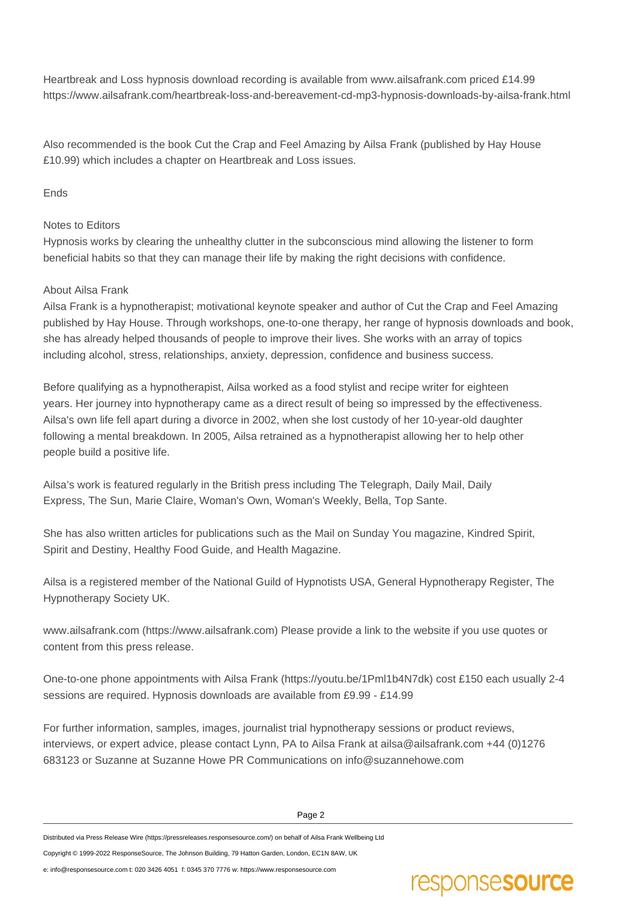Heartbreak and Loss hypnosis download recording is available from www.ailsafrank.com priced £14.99 https://www.ailsafrank.com/heartbreak-loss-and-bereavement-cd-mp3-hypnosis-downloads-by-ailsa-frank.html

Also recommended is the book Cut the Crap and Feel Amazing by Ailsa Frank (published by Hay House £10.99) which includes a chapter on Heartbreak and Loss issues.

Ends

Notes to Editors

Hypnosis works by clearing the unhealthy clutter in the subconscious mind allowing the listener to form beneficial habits so that they can manage their life by making the right decisions with confidence.

About Ailsa Frank

Ailsa Frank is a hypnotherapist; motivational keynote speaker and author of Cut the Crap and Feel Amazing published by Hay House. Through workshops, one-to-one therapy, her range of hypnosis downloads and book, she has already helped thousands of people to improve their lives. She works with an array of topics including alcohol, stress, relationships, anxiety, depression, confidence and business success.

Before qualifying as a hypnotherapist, Ailsa worked as a food stylist and recipe writer for eighteen years. Her journey into hypnotherapy came as a direct result of being so impressed by the effectiveness. Ailsa's own life fell apart during a divorce in 2002, when she lost custody of her 10-year-old daughter following a mental breakdown. In 2005, Ailsa retrained as a hypnotherapist allowing her to help other people build a positive life.

Ailsa's work is featured regularly in the British press including The Telegraph, Daily Mail, Daily Express, The Sun, Marie Claire, Woman's Own, Woman's Weekly, Bella, Top Sante.

She has also written articles for publications such as the Mail on Sunday You magazine, Kindred Spirit, Spirit and Destiny, Healthy Food Guide, and Health Magazine.

Ailsa is a registered member of the National Guild of Hypnotists USA, General Hypnotherapy Register, The Hypnotherapy Society UK.

www.ailsafrank.com (https://www.ailsafrank.com) Please provide a link to the website if you use quotes or content from this press release.

One-to-one phone appointments with Ailsa Frank (https://youtu.be/1Pml1b4N7dk) cost £150 each usually 2-4 sessions are required. Hypnosis downloads are available from £9.99 - £14.99

For further information, samples, images, journalist trial hypnotherapy sessions or product reviews, interviews, or expert advice, please contact Lynn, PA to Ailsa Frank at ailsa@ailsafrank.com +44 (0)1276 683123 or Suzanne at Suzanne Howe PR Communications on info@suzannehowe.com

Distributed via Press Release Wire (https://pressreleases.responsesource.com/) on behalf of Ailsa Frank Wellbeing Ltd

Copyright © 1999-2022 ResponseSource, The Johnson Building, 79 Hatton Garden, London, EC1N 8AW, UK

e: info@responsesource.com t: 020 3426 4051 f: 0345 370 7776 w: https://www.responsesource.com